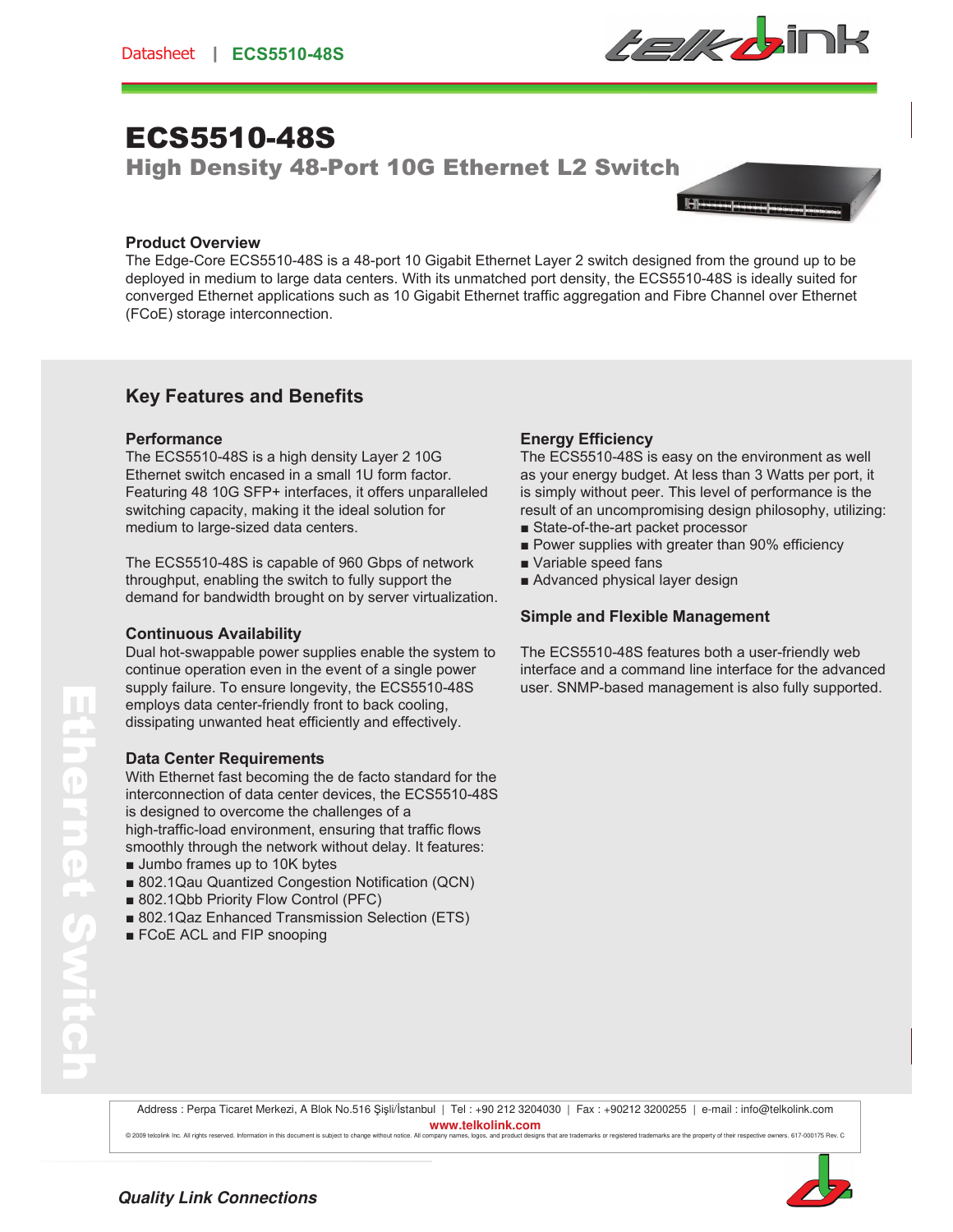# ECS5510-48S

## High Density 48-Port 10G Ethernet L2 Switch

### Product Overview

The Edge-Core ECS5510-48S is a 48-port 10 Gigabit Ethernet Layer 2 switch designed from the ground up to be deployed in medium to large data centers. With its unmatched port density, the ECS5510-48S is ideally suited for converged Ethernet applications such as 10 Gigabit Ethernet traffic aggregation and Fibre Channel over Ethernet (FCoE) storage interconnection.

## Key Features and Benefits

### Performance

The ECS5510-48S is a high density Layer 2 10G Ethernet switch encased in a small 1U form factor. Featuring 48 10G SFP+ interfaces, it offers unparalleled switching capacity, making it the ideal solution for medium to large-sized data centers.

The ECS5510-48S is capable of 960 Gbps of network throughput, enabling the switch to fully support the demand for bandwidth brought on by server virtualization.

### Continuous Availability

Dual hot-swappable power supplies enable the system to continue operation even in the event of a single power supply failure. To ensure longevity, the ECS5510-48S employs data center-friendly front to back cooling, dissipating unwanted heat efficiently and effectively.

### Data Center Requirements

With Ethernet fast becoming the de facto standard for the interconnection of data center devices, the ECS5510-48S is designed to overcome the challenges of a high-traffic-load environment, ensuring that traffic flows smoothly through the network without delay. It features:

- Jumbo frames up to 10K bytes
- 802.1Qau Quantized Congestion Notification (QCN)
- 802.1Qbb Priority Flow Control (PFC)
- 802.1Qaz Enhanced Transmission Selection (ETS)
- FCoE ACL and FIP snooping

### Energy Efficiency

The ECS5510-48S is easy on the environment as well as your energy budget. At less than 3 Watts per port, it is simply without peer. This level of performance is the result of an uncompromising design philosophy, utilizing:

- State-of-the-art packet processor
- Power supplies with greater than 90% efficiency
- Variable speed fans
- Advanced physical layer design

### Simple and Flexible Management

The ECS5510-48S features both a user-friendly web interface and a command line interface for the advanced user. SNMP-based management is also fully supported.

Address : Perpa Ticaret Merkezi, A Blok No.516 Şişli/İstanbul | Tel : +90 212 3204030 | Fax : +90212 3200255 | e-mail : info@telkolink.com

**www.telkolink.com**

© 2009 telcolink Inc. All rights reserved. Information in this document is subject to change without notice. All company names, logos, and product designs that are trademarks or registered trademarks are the property of their respective owners. 617-000175 Rev. C

*Quality Link Connections*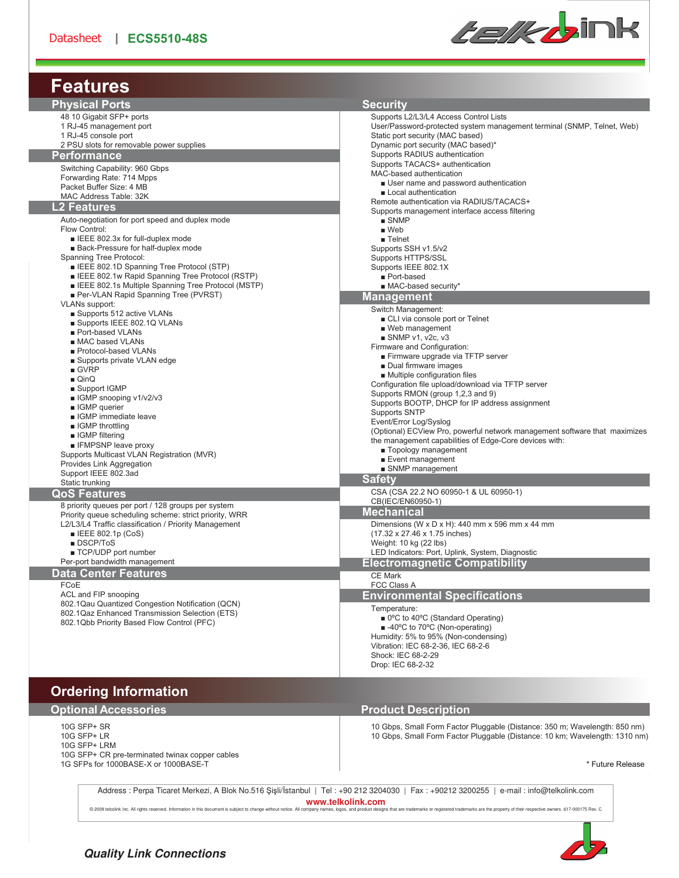# Features

## Physical Ports

48 10 Gigabit SFP+ ports
1 RJ-45 management port
1 RJ-45 console port
2 PSU slots for removable power supplies

## Performance

Switching Capability: 960 Gbps
Forwarding Rate: 714 Mpps
Packet Buffer Size: 4 MB
MAC Address Table: 32K

## L2 Features

Auto-negotiation for port speed and duplex mode
Flow Control:
- IEEE 802.3x for full-duplex mode
- Back-Pressure for half-duplex mode

Spanning Tree Protocol:
- IEEE 802.1D Spanning Tree Protocol (STP)
- IEEE 802.1w Rapid Spanning Tree Protocol (RSTP)
- IEEE 802.1s Multiple Spanning Tree Protocol (MSTP)
- Per-VLAN Rapid Spanning Tree (PVRST)

VLANs support:
- Supports 512 active VLANs
- Supports IEEE 802.1Q VLANs
- Port-based VLANs
- MAC based VLANs
- Protocol-based VLANs
- Supports private VLAN edge
- GVRP
- QinQ
- Support IGMP
- IGMP snooping v1/v2/v3
- IGMP querier
- IGMP immediate leave
- IGMP throttling
- IGMP filtering
- IFMPSNP leave proxy

Supports Multicast VLAN Registration (MVR)
Provides Link Aggregation
Support IEEE 802.3ad
Static trunking

## QoS Features

8 priority queues per port / 128 groups per system
Priority queue scheduling scheme: strict priority, WRR
L2/L3/L4 Traffic classification / Priority Management
- IEEE 802.1p (CoS)
- DSCP/ToS
- TCP/UDP port number

Per-port bandwidth management

## Data Center Features

FCoE
ACL and FIP snooping
802.1Qau Quantized Congestion Notification (QCN)
802.1Qaz Enhanced Transmission Selection (ETS)
802.1Qbb Priority Based Flow Control (PFC)

## Security

Supports L2/L3/L4 Access Control Lists
User/Password-protected system management terminal (SNMP, Telnet, Web)
Static port security (MAC based)
Dynamic port security (MAC based)*
Supports RADIUS authentication
Supports TACACS+ authentication
MAC-based authentication
- User name and password authentication
- Local authentication

Remote authentication via RADIUS/TACACS+
Supports management interface access filtering
- SNMP
- Web
- Telnet

Supports SSH v1.5/v2
Supports HTTPS/SSL
Supports IEEE 802.1X
- Port-based
- MAC-based security*

## Management

Switch Management:
- CLI via console port or Telnet
- Web management
- SNMP v1, v2c, v3

Firmware and Configuration:
- Firmware upgrade via TFTP server
- Dual firmware images
- Multiple configuration files

Configuration file upload/download via TFTP server
Supports RMON (group 1,2,3 and 9)
Supports BOOTP, DHCP for IP address assignment
Supports SNTP
Event/Error Log/Syslog
(Optional) ECView Pro, powerful network management software that maximizes the management capabilities of Edge-Core devices with:
- Topology management
- Event management
- SNMP management

## Safety

CSA (CSA 22.2 NO 60950-1 & UL 60950-1)
CB(IEC/EN60950-1)

## Mechanical

Dimensions (W x D x H): 440 mm x 596 mm x 44 mm
(17.32 x 27.46 x 1.75 inches)
Weight: 10 kg (22 lbs)
LED Indicators: Port, Uplink, System, Diagnostic

## Electromagnetic Compatibility

CE Mark
FCC Class A

## Environmental Specifications

Temperature:
- 0ºC to 40ºC (Standard Operating)
- -40ºC to 70ºC (Non-operating)

Humidity: 5% to 95% (Non-condensing)
Vibration: IEC 68-2-36, IEC 68-2-6
Shock: IEC 68-2-29
Drop: IEC 68-2-32

# Ordering Information

| Optional Accessories | Product Description |
| --- | --- |
| 10G SFP+ SR | 10 Gbps, Small Form Factor Pluggable (Distance: 350 m; Wavelength: 850 nm) |
| 10G SFP+ LR | 10 Gbps, Small Form Factor Pluggable (Distance: 10 km; Wavelength: 1310 nm) |
| 10G SFP+ LRM | |
| 10G SFP+ CR pre-terminated twinax copper cables | |
| 1G SFPs for 1000BASE-X or 1000BASE-T | |

\* Future Release

Address : Perpa Ticaret Merkezi, A Blok No.516 Şişli/İstanbul | Tel : +90 212 3204030 | Fax : +90212 3200255 | e-mail : info@telkolink.com

www.telkolink.com

© 2009 telcolink Inc. All rights reserved. Information in this document is subject to change without notice. All company names, logos, and product designs that are trademarks or registered trademarks are the property of their respective owners. 617-000175 Rev. C

*Quality Link Connections*